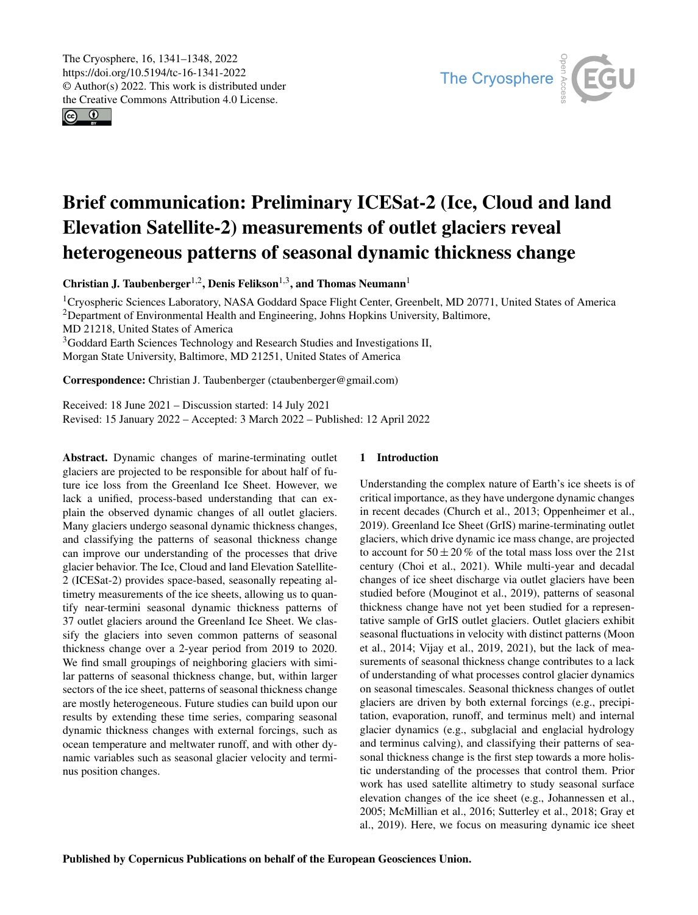# Brief communication: Preliminary ICESat-2 (Ice, Cloud and land Elevation Satellite-2) measurements of outlet glaciers reveal heterogeneous patterns of seasonal dynamic thickness change

**Christian J. Taubenberger[1,2], Denis Felikson[1,3], and Thomas Neumann[1]**

[1]Cryospheric Sciences Laboratory, NASA Goddard Space Flight Center, Greenbelt, MD 20771, United States of America
[2]Department of Environmental Health and Engineering, Johns Hopkins University, Baltimore, MD 21218, United States of America
[3]Goddard Earth Sciences Technology and Research Studies and Investigations II, Morgan State University, Baltimore, MD 21251, United States of America

**Correspondence:** Christian J. Taubenberger (ctaubenberger@gmail.com)

Received: 18 June 2021 – Discussion started: 14 July 2021
Revised: 15 January 2022 – Accepted: 3 March 2022 – Published: 12 April 2022

**Abstract.** Dynamic changes of marine-terminating outlet glaciers are projected to be responsible for about half of future ice loss from the Greenland Ice Sheet. However, we lack a unified, process-based understanding that can explain the observed dynamic changes of all outlet glaciers. Many glaciers undergo seasonal dynamic thickness changes, and classifying the patterns of seasonal thickness change can improve our understanding of the processes that drive glacier behavior. The Ice, Cloud and land Elevation Satellite-2 (ICESat-2) provides space-based, seasonally repeating altimetry measurements of the ice sheets, allowing us to quantify near-termini seasonal dynamic thickness patterns of 37 outlet glaciers around the Greenland Ice Sheet. We classify the glaciers into seven common patterns of seasonal thickness change over a 2-year period from 2019 to 2020. We find small groupings of neighboring glaciers with similar patterns of seasonal thickness change, but, within larger sectors of the ice sheet, patterns of seasonal thickness change are mostly heterogeneous. Future studies can build upon our results by extending these time series, comparing seasonal dynamic thickness changes with external forcings, such as ocean temperature and meltwater runoff, and with other dynamic variables such as seasonal glacier velocity and terminus position changes.

## 1 Introduction

Understanding the complex nature of Earth's ice sheets is of critical importance, as they have undergone dynamic changes in recent decades (Church et al., 2013; Oppenheimer et al., 2019). Greenland Ice Sheet (GrIS) marine-terminating outlet glaciers, which drive dynamic ice mass change, are projected to account for $50 \pm 20$ % of the total mass loss over the 21st century (Choi et al., 2021). While multi-year and decadal changes of ice sheet discharge via outlet glaciers have been studied before (Mouginot et al., 2019), patterns of seasonal thickness change have not yet been studied for a representative sample of GrIS outlet glaciers. Outlet glaciers exhibit seasonal fluctuations in velocity with distinct patterns (Moon et al., 2014; Vijay et al., 2019, 2021), but the lack of measurements of seasonal thickness change contributes to a lack of understanding of what processes control glacier dynamics on seasonal timescales. Seasonal thickness changes of outlet glaciers are driven by both external forcings (e.g., precipitation, evaporation, runoff, and terminus melt) and internal glacier dynamics (e.g., subglacial and englacial hydrology and terminus calving), and classifying their patterns of seasonal thickness change is the first step towards a more holistic understanding of the processes that control them. Prior work has used satellite altimetry to study seasonal surface elevation changes of the ice sheet (e.g., Johannessen et al., 2005; McMillian et al., 2016; Sutterley et al., 2018; Gray et al., 2019). Here, we focus on measuring dynamic ice sheet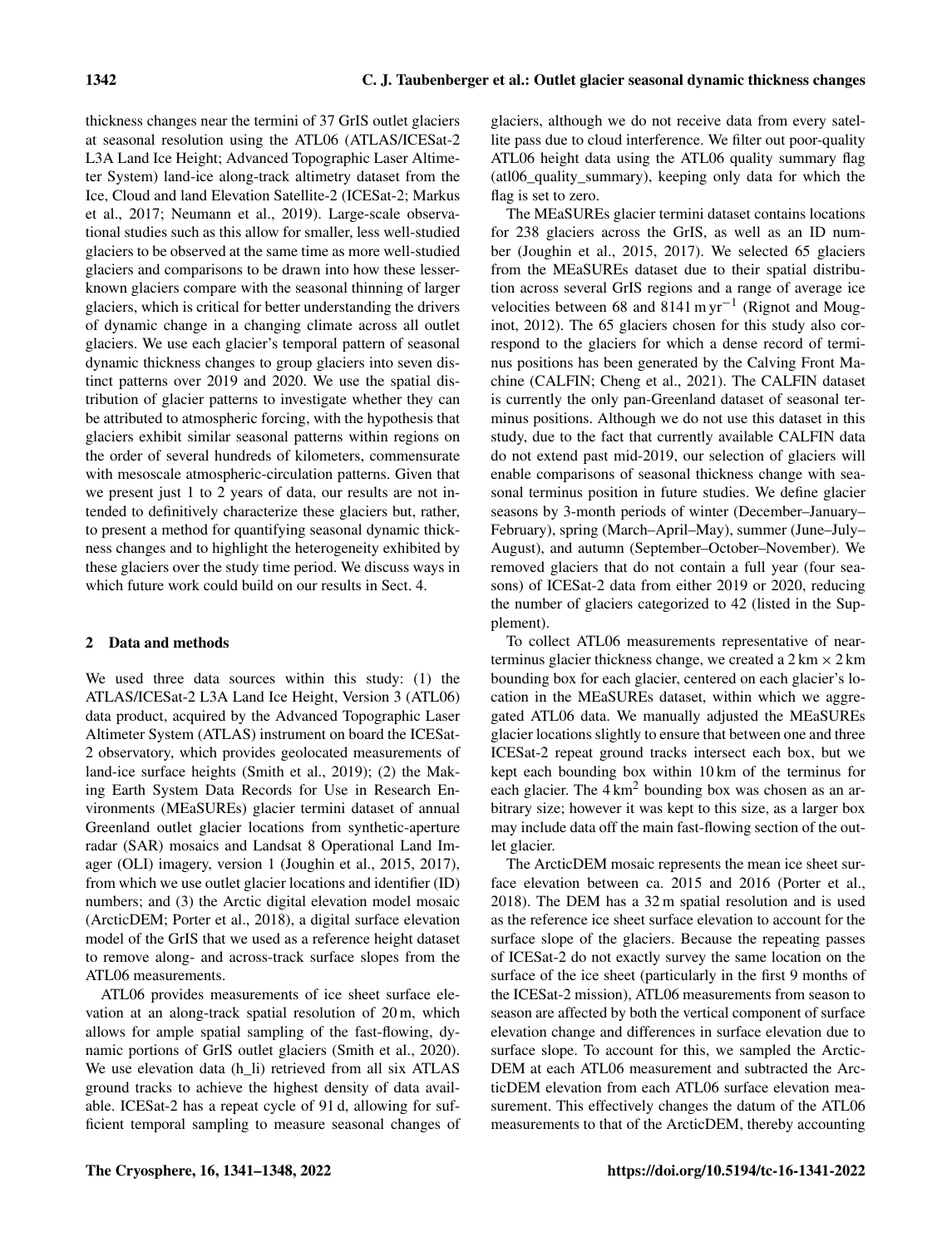thickness changes near the termini of 37 GrIS outlet glaciers at seasonal resolution using the ATL06 (ATLAS/ICESat-2 L3A Land Ice Height; Advanced Topographic Laser Altimeter System) land-ice along-track altimetry dataset from the Ice, Cloud and land Elevation Satellite-2 (ICESat-2; Markus et al., 2017; Neumann et al., 2019). Large-scale observational studies such as this allow for smaller, less well-studied glaciers to be observed at the same time as more well-studied glaciers and comparisons to be drawn into how these lesser-known glaciers compare with the seasonal thinning of larger glaciers, which is critical for better understanding the drivers of dynamic change in a changing climate across all outlet glaciers. We use each glacier's temporal pattern of seasonal dynamic thickness changes to group glaciers into seven distinct patterns over 2019 and 2020. We use the spatial distribution of glacier patterns to investigate whether they can be attributed to atmospheric forcing, with the hypothesis that glaciers exhibit similar seasonal patterns within regions on the order of several hundreds of kilometers, commensurate with mesoscale atmospheric-circulation patterns. Given that we present just 1 to 2 years of data, our results are not intended to definitively characterize these glaciers but, rather, to present a method for quantifying seasonal dynamic thickness changes and to highlight the heterogeneity exhibited by these glaciers over the study time period. We discuss ways in which future work could build on our results in Sect. 4.

## 2 Data and methods

We used three data sources within this study: (1) the ATLAS/ICESat-2 L3A Land Ice Height, Version 3 (ATL06) data product, acquired by the Advanced Topographic Laser Altimeter System (ATLAS) instrument on board the ICESat-2 observatory, which provides geolocated measurements of land-ice surface heights (Smith et al., 2019); (2) the Making Earth System Data Records for Use in Research Environments (MEaSUREs) glacier termini dataset of annual Greenland outlet glacier locations from synthetic-aperture radar (SAR) mosaics and Landsat 8 Operational Land Imager (OLI) imagery, version 1 (Joughin et al., 2015, 2017), from which we use outlet glacier locations and identifier (ID) numbers; and (3) the Arctic digital elevation model mosaic (ArcticDEM; Porter et al., 2018), a digital surface elevation model of the GrIS that we used as a reference height dataset to remove along- and across-track surface slopes from the ATL06 measurements.

ATL06 provides measurements of ice sheet surface elevation at an along-track spatial resolution of 20 m, which allows for ample spatial sampling of the fast-flowing, dynamic portions of GrIS outlet glaciers (Smith et al., 2020). We use elevation data (h_li) retrieved from all six ATLAS ground tracks to achieve the highest density of data available. ICESat-2 has a repeat cycle of 91 d, allowing for sufficient temporal sampling to measure seasonal changes of glaciers, although we do not receive data from every satellite pass due to cloud interference. We filter out poor-quality ATL06 height data using the ATL06 quality summary flag (atl06_quality_summary), keeping only data for which the flag is set to zero.

The MEaSUREs glacier termini dataset contains locations for 238 glaciers across the GrIS, as well as an ID number (Joughin et al., 2015, 2017). We selected 65 glaciers from the MEaSUREs dataset due to their spatial distribution across several GrIS regions and a range of average ice velocities between 68 and 8141 m yr$^{-1}$ (Rignot and Mouginot, 2012). The 65 glaciers chosen for this study also correspond to the glaciers for which a dense record of terminus positions has been generated by the Calving Front Machine (CALFIN; Cheng et al., 2021). The CALFIN dataset is currently the only pan-Greenland dataset of seasonal terminus positions. Although we do not use this dataset in this study, due to the fact that currently available CALFIN data do not extend past mid-2019, our selection of glaciers will enable comparisons of seasonal thickness change with seasonal terminus position in future studies. We define glacier seasons by 3-month periods of winter (December–January–February), spring (March–April–May), summer (June–July–August), and autumn (September–October–November). We removed glaciers that do not contain a full year (four seasons) of ICESat-2 data from either 2019 or 2020, reducing the number of glaciers categorized to 42 (listed in the Supplement).

To collect ATL06 measurements representative of near-terminus glacier thickness change, we created a 2 km × 2 km bounding box for each glacier, centered on each glacier's location in the MEaSUREs dataset, within which we aggregated ATL06 data. We manually adjusted the MEaSUREs glacier locations slightly to ensure that between one and three ICESat-2 repeat ground tracks intersect each box, but we kept each bounding box within 10 km of the terminus for each glacier. The 4 km$^2$ bounding box was chosen as an arbitrary size; however it was kept to this size, as a larger box may include data off the main fast-flowing section of the outlet glacier.

The ArcticDEM mosaic represents the mean ice sheet surface elevation between ca. 2015 and 2016 (Porter et al., 2018). The DEM has a 32 m spatial resolution and is used as the reference ice sheet surface elevation to account for the surface slope of the glaciers. Because the repeating passes of ICESat-2 do not exactly survey the same location on the surface of the ice sheet (particularly in the first 9 months of the ICESat-2 mission), ATL06 measurements from season to season are affected by both the vertical component of surface elevation change and differences in surface elevation due to surface slope. To account for this, we sampled the ArcticDEM at each ATL06 measurement and subtracted the ArcticDEM elevation from each ATL06 surface elevation measurement. This effectively changes the datum of the ATL06 measurements to that of the ArcticDEM, thereby accounting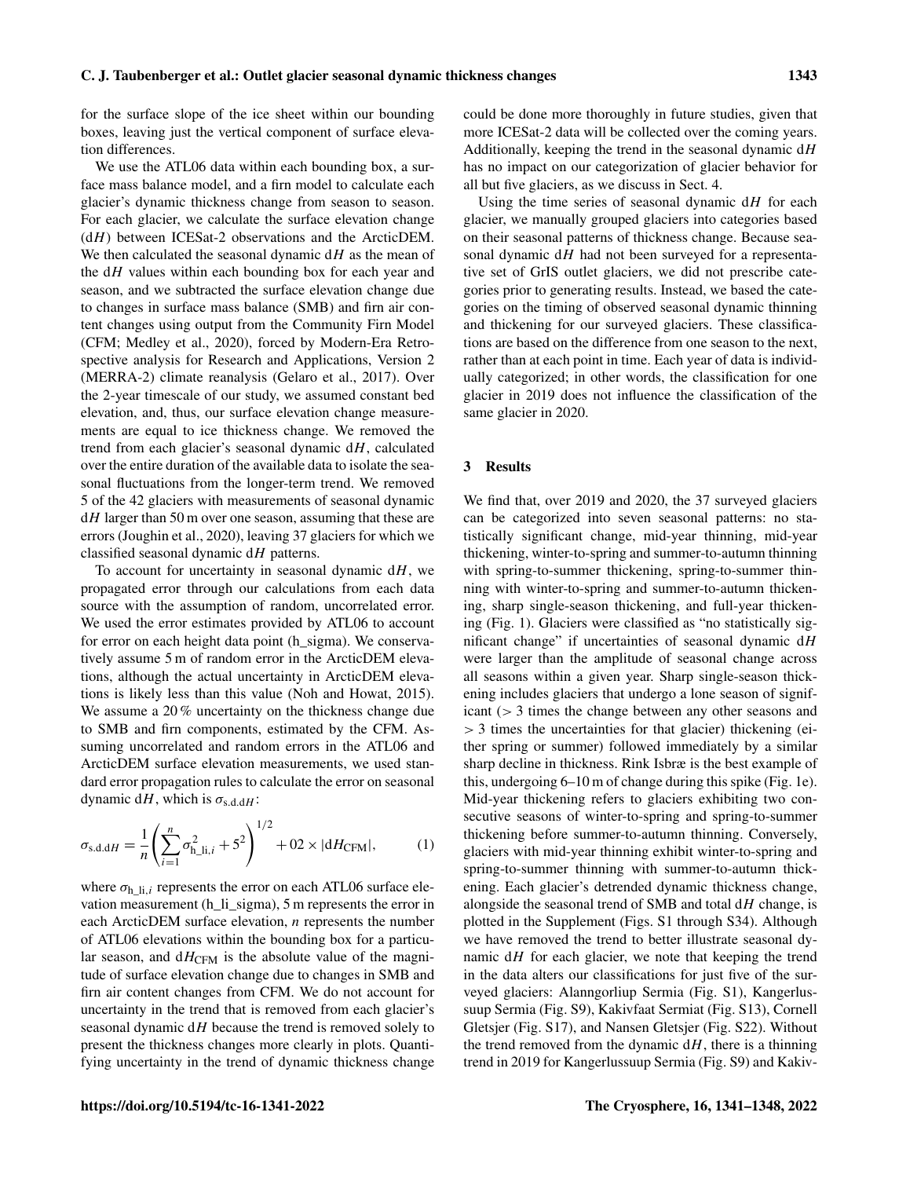for the surface slope of the ice sheet within our bounding boxes, leaving just the vertical component of surface elevation differences.

We use the ATL06 data within each bounding box, a surface mass balance model, and a firn model to calculate each glacier's dynamic thickness change from season to season. For each glacier, we calculate the surface elevation change ($\mathrm{d}H$) between ICESat-2 observations and the ArcticDEM. We then calculated the seasonal dynamic $\mathrm{d}H$ as the mean of the $\mathrm{d}H$ values within each bounding box for each year and season, and we subtracted the surface elevation change due to changes in surface mass balance (SMB) and firn air content changes using output from the Community Firn Model (CFM; Medley et al., 2020), forced by Modern-Era Retrospective analysis for Research and Applications, Version 2 (MERRA-2) climate reanalysis (Gelaro et al., 2017). Over the 2-year timescale of our study, we assumed constant bed elevation, and, thus, our surface elevation change measurements are equal to ice thickness change. We removed the trend from each glacier's seasonal dynamic $\mathrm{d}H$, calculated over the entire duration of the available data to isolate the seasonal fluctuations from the longer-term trend. We removed 5 of the 42 glaciers with measurements of seasonal dynamic $\mathrm{d}H$ larger than 50 m over one season, assuming that these are errors (Joughin et al., 2020), leaving 37 glaciers for which we classified seasonal dynamic $\mathrm{d}H$ patterns.

To account for uncertainty in seasonal dynamic $\mathrm{d}H$, we propagated error through our calculations from each data source with the assumption of random, uncorrelated error. We used the error estimates provided by ATL06 to account for error on each height data point (h_sigma). We conservatively assume 5 m of random error in the ArcticDEM elevations, although the actual uncertainty in ArcticDEM elevations is likely less than this value (Noh and Howat, 2015). We assume a 20 % uncertainty on the thickness change due to SMB and firn components, estimated by the CFM. Assuming uncorrelated and random errors in the ATL06 and ArcticDEM surface elevation measurements, we used standard error propagation rules to calculate the error on seasonal dynamic $\mathrm{d}H$, which is $\sigma_{\mathrm{s.d.d}H}$:

$$\sigma_{\mathrm{s.d.d}H} = \frac{1}{n}\left(\sum_{i=1}^{n} \sigma_{\mathrm{h\_li},i}^{2} + 5^{2}\right)^{1/2} + 02 \times |\mathrm{d}H_{\mathrm{CFM}}|, \tag{1}$$

where $\sigma_{\mathrm{h\_li},i}$ represents the error on each ATL06 surface elevation measurement (h_li_sigma), 5 m represents the error in each ArcticDEM surface elevation, $n$ represents the number of ATL06 elevations within the bounding box for a particular season, and $\mathrm{d}H_{\mathrm{CFM}}$ is the absolute value of the magnitude of surface elevation change due to changes in SMB and firn air content changes from CFM. We do not account for uncertainty in the trend that is removed from each glacier's seasonal dynamic $\mathrm{d}H$ because the trend is removed solely to present the thickness changes more clearly in plots. Quantifying uncertainty in the trend of dynamic thickness change could be done more thoroughly in future studies, given that more ICESat-2 data will be collected over the coming years. Additionally, keeping the trend in the seasonal dynamic $\mathrm{d}H$ has no impact on our categorization of glacier behavior for all but five glaciers, as we discuss in Sect. 4.

Using the time series of seasonal dynamic $\mathrm{d}H$ for each glacier, we manually grouped glaciers into categories based on their seasonal patterns of thickness change. Because seasonal dynamic $\mathrm{d}H$ had not been surveyed for a representative set of GrIS outlet glaciers, we did not prescribe categories prior to generating results. Instead, we based the categories on the timing of observed seasonal dynamic thinning and thickening for our surveyed glaciers. These classifications are based on the difference from one season to the next, rather than at each point in time. Each year of data is individually categorized; in other words, the classification for one glacier in 2019 does not influence the classification of the same glacier in 2020.

## 3 Results

We find that, over 2019 and 2020, the 37 surveyed glaciers can be categorized into seven seasonal patterns: no statistically significant change, mid-year thinning, mid-year thickening, winter-to-spring and summer-to-autumn thinning with spring-to-summer thickening, spring-to-summer thinning with winter-to-spring and summer-to-autumn thickening, sharp single-season thickening, and full-year thickening (Fig. 1). Glaciers were classified as "no statistically significant change" if uncertainties of seasonal dynamic $\mathrm{d}H$ were larger than the amplitude of seasonal change across all seasons within a given year. Sharp single-season thickening includes glaciers that undergo a lone season of significant ($> 3$ times the change between any other seasons and $> 3$ times the uncertainties for that glacier) thickening (either spring or summer) followed immediately by a similar sharp decline in thickness. Rink Isbræ is the best example of this, undergoing 6–10 m of change during this spike (Fig. 1e). Mid-year thickening refers to glaciers exhibiting two consecutive seasons of winter-to-spring and spring-to-summer thickening before summer-to-autumn thinning. Conversely, glaciers with mid-year thinning exhibit winter-to-spring and spring-to-summer thinning with summer-to-autumn thickening. Each glacier's detrended dynamic thickness change, alongside the seasonal trend of SMB and total $\mathrm{d}H$ change, is plotted in the Supplement (Figs. S1 through S34). Although we have removed the trend to better illustrate seasonal dynamic $\mathrm{d}H$ for each glacier, we note that keeping the trend in the data alters our classifications for just five of the surveyed glaciers: Alanngorliup Sermia (Fig. S1), Kangerlussuup Sermia (Fig. S9), Kakivfaat Sermiat (Fig. S13), Cornell Gletsjer (Fig. S17), and Nansen Gletsjer (Fig. S22). Without the trend removed from the dynamic $\mathrm{d}H$, there is a thinning trend in 2019 for Kangerlussuup Sermia (Fig. S9) and Kakiv-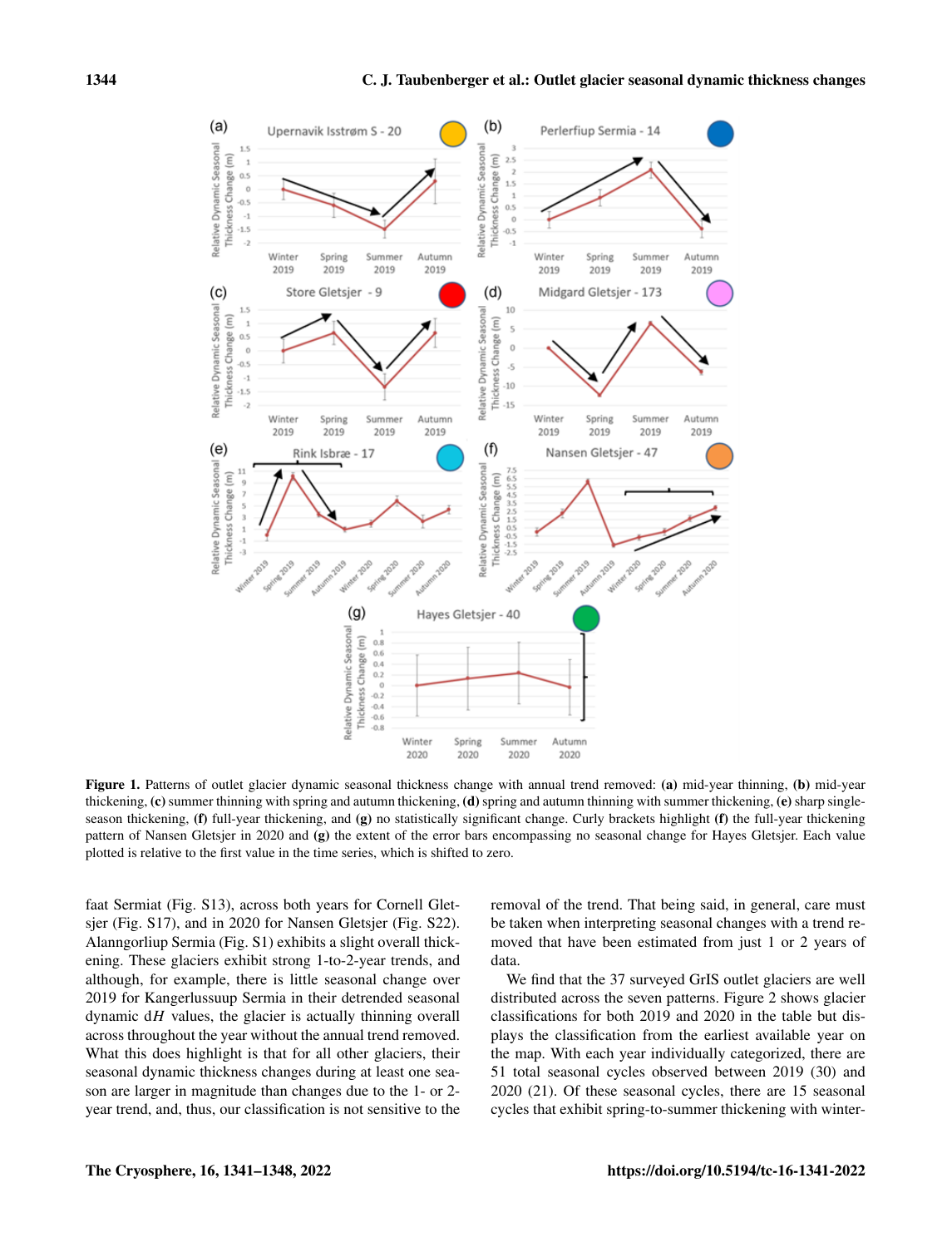**Figure 1.** Patterns of outlet glacier dynamic seasonal thickness change with annual trend removed: **(a)** mid-year thinning, **(b)** mid-year thickening, **(c)** summer thinning with spring and autumn thickening, **(d)** spring and autumn thinning with summer thickening, **(e)** sharp single-season thickening, **(f)** full-year thickening, and **(g)** no statistically significant change. Curly brackets highlight **(f)** the full-year thickening pattern of Nansen Gletsjer in 2020 and **(g)** the extent of the error bars encompassing no seasonal change for Hayes Gletsjer. Each value plotted is relative to the first value in the time series, which is shifted to zero.

faat Sermiat (Fig. S13), across both years for Cornell Gletsjer (Fig. S17), and in 2020 for Nansen Gletsjer (Fig. S22). Alanngorliup Sermia (Fig. S1) exhibits a slight overall thickening. These glaciers exhibit strong 1-to-2-year trends, and although, for example, there is little seasonal change over 2019 for Kangerlussuup Sermia in their detrended seasonal dynamic d$H$ values, the glacier is actually thinning overall across throughout the year without the annual trend removed. What this does highlight is that for all other glaciers, their seasonal dynamic thickness changes during at least one season are larger in magnitude than changes due to the 1- or 2-year trend, and, thus, our classification is not sensitive to the removal of the trend. That being said, in general, care must be taken when interpreting seasonal changes with a trend removed that have been estimated from just 1 or 2 years of data.

We find that the 37 surveyed GrIS outlet glaciers are well distributed across the seven patterns. Figure 2 shows glacier classifications for both 2019 and 2020 in the table but displays the classification from the earliest available year on the map. With each year individually categorized, there are 51 total seasonal cycles observed between 2019 (30) and 2020 (21). Of these seasonal cycles, there are 15 seasonal cycles that exhibit spring-to-summer thickening with winter-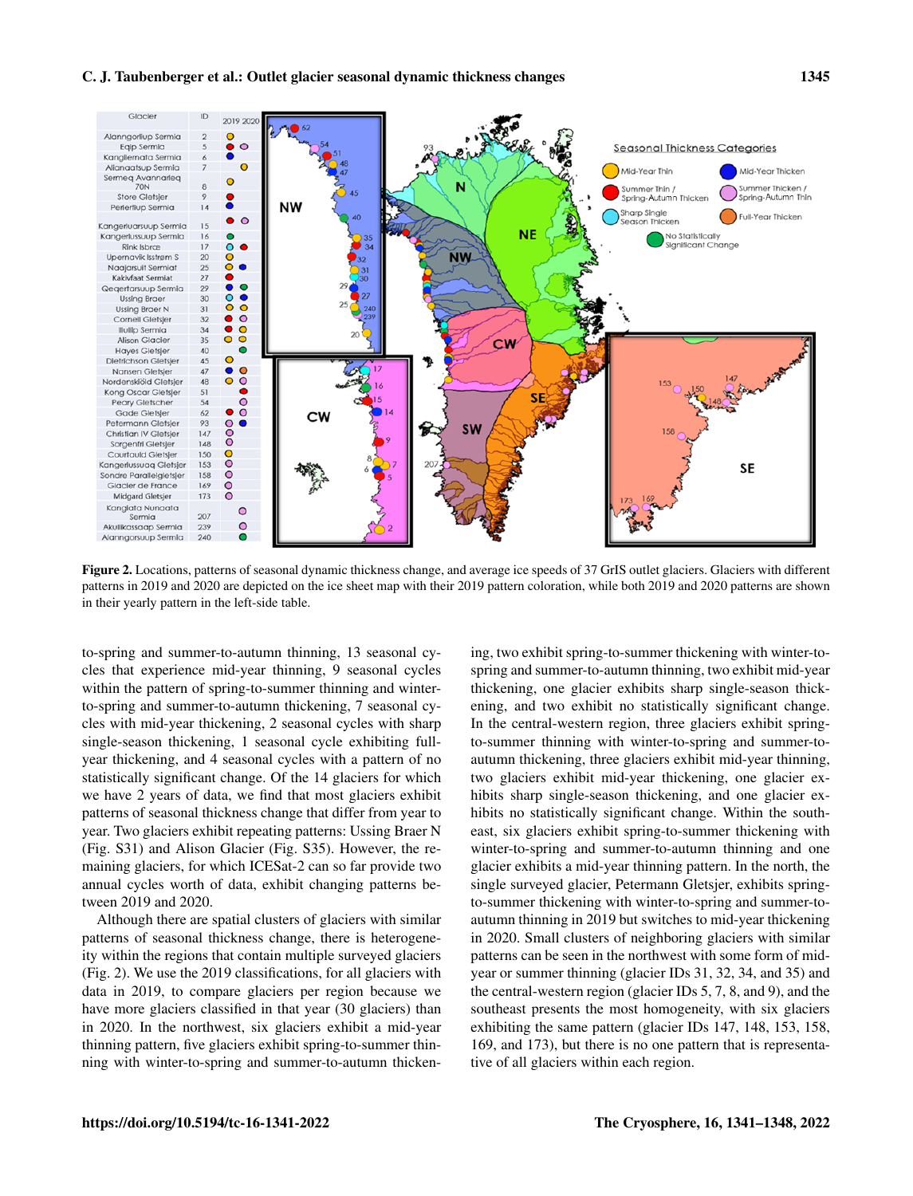**Figure 2.** Locations, patterns of seasonal dynamic thickness change, and average ice speeds of 37 GrIS outlet glaciers. Glaciers with different patterns in 2019 and 2020 are depicted on the ice sheet map with their 2019 pattern coloration, while both 2019 and 2020 patterns are shown in their yearly pattern in the left-side table.

to-spring and summer-to-autumn thinning, 13 seasonal cycles that experience mid-year thinning, 9 seasonal cycles within the pattern of spring-to-summer thinning and winter-to-spring and summer-to-autumn thickening, 7 seasonal cycles with mid-year thickening, 2 seasonal cycles with sharp single-season thickening, 1 seasonal cycle exhibiting full-year thickening, and 4 seasonal cycles with a pattern of no statistically significant change. Of the 14 glaciers for which we have 2 years of data, we find that most glaciers exhibit patterns of seasonal thickness change that differ from year to year. Two glaciers exhibit repeating patterns: Ussing Braer N (Fig. S31) and Alison Glacier (Fig. S35). However, the remaining glaciers, for which ICESat-2 can so far provide two annual cycles worth of data, exhibit changing patterns between 2019 and 2020.

Although there are spatial clusters of glaciers with similar patterns of seasonal thickness change, there is heterogeneity within the regions that contain multiple surveyed glaciers (Fig. 2). We use the 2019 classifications, for all glaciers with data in 2019, to compare glaciers per region because we have more glaciers classified in that year (30 glaciers) than in 2020. In the northwest, six glaciers exhibit a mid-year thinning pattern, five glaciers exhibit spring-to-summer thinning with winter-to-spring and summer-to-autumn thickening, two exhibit spring-to-summer thickening with winter-to-spring and summer-to-autumn thinning, two exhibit mid-year thickening, one glacier exhibits sharp single-season thickening, and two exhibit no statistically significant change. In the central-western region, three glaciers exhibit spring-to-summer thinning with winter-to-spring and summer-to-autumn thickening, three glaciers exhibit mid-year thinning, two glaciers exhibit mid-year thickening, one glacier exhibits sharp single-season thickening, and one glacier exhibits no statistically significant change. Within the southeast, six glaciers exhibit spring-to-summer thickening with winter-to-spring and summer-to-autumn thinning and one glacier exhibits a mid-year thinning pattern. In the north, the single surveyed glacier, Petermann Gletsjer, exhibits spring-to-summer thickening with winter-to-spring and summer-to-autumn thinning in 2019 but switches to mid-year thickening in 2020. Small clusters of neighboring glaciers with similar patterns can be seen in the northwest with some form of mid-year or summer thinning (glacier IDs 31, 32, 34, and 35) and the central-western region (glacier IDs 5, 7, 8, and 9), and the southeast presents the most homogeneity, with six glaciers exhibiting the same pattern (glacier IDs 147, 148, 153, 158, 169, and 173), but there is no one pattern that is representative of all glaciers within each region.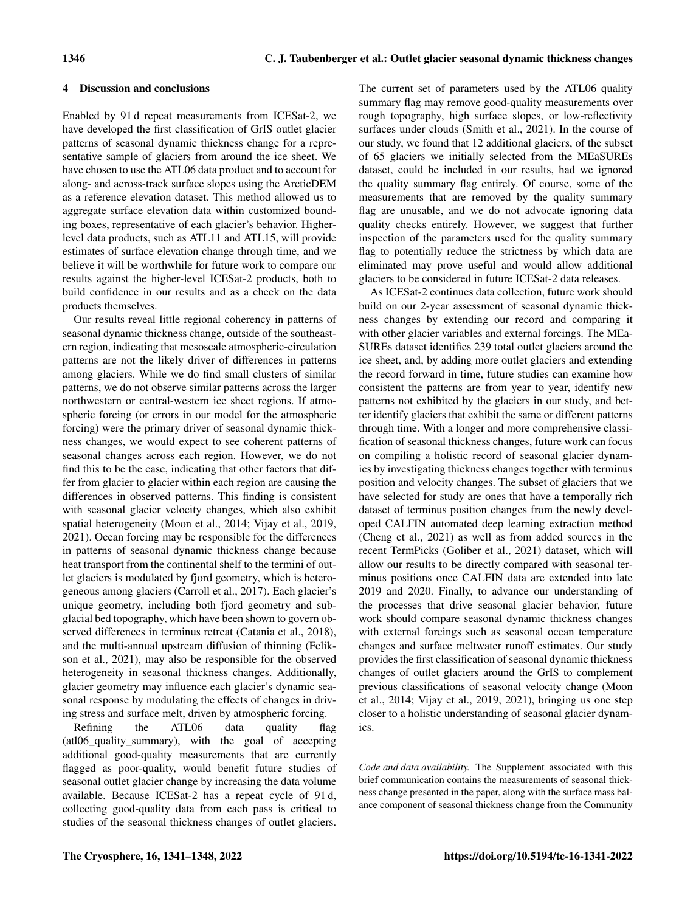## 4 Discussion and conclusions

Enabled by 91 d repeat measurements from ICESat-2, we have developed the first classification of GrIS outlet glacier patterns of seasonal dynamic thickness change for a representative sample of glaciers from around the ice sheet. We have chosen to use the ATL06 data product and to account for along- and across-track surface slopes using the ArcticDEM as a reference elevation dataset. This method allowed us to aggregate surface elevation data within customized bounding boxes, representative of each glacier's behavior. Higher-level data products, such as ATL11 and ATL15, will provide estimates of surface elevation change through time, and we believe it will be worthwhile for future work to compare our results against the higher-level ICESat-2 products, both to build confidence in our results and as a check on the data products themselves.

Our results reveal little regional coherency in patterns of seasonal dynamic thickness change, outside of the southeastern region, indicating that mesoscale atmospheric-circulation patterns are not the likely driver of differences in patterns among glaciers. While we do find small clusters of similar patterns, we do not observe similar patterns across the larger northwestern or central-western ice sheet regions. If atmospheric forcing (or errors in our model for the atmospheric forcing) were the primary driver of seasonal dynamic thickness changes, we would expect to see coherent patterns of seasonal changes across each region. However, we do not find this to be the case, indicating that other factors that differ from glacier to glacier within each region are causing the differences in observed patterns. This finding is consistent with seasonal glacier velocity changes, which also exhibit spatial heterogeneity (Moon et al., 2014; Vijay et al., 2019, 2021). Ocean forcing may be responsible for the differences in patterns of seasonal dynamic thickness change because heat transport from the continental shelf to the termini of outlet glaciers is modulated by fjord geometry, which is heterogeneous among glaciers (Carroll et al., 2017). Each glacier's unique geometry, including both fjord geometry and subglacial bed topography, which have been shown to govern observed differences in terminus retreat (Catania et al., 2018), and the multi-annual upstream diffusion of thinning (Felikson et al., 2021), may also be responsible for the observed heterogeneity in seasonal thickness changes. Additionally, glacier geometry may influence each glacier's dynamic seasonal response by modulating the effects of changes in driving stress and surface melt, driven by atmospheric forcing.

Refining the ATL06 data quality flag (atl06_quality_summary), with the goal of accepting additional good-quality measurements that are currently flagged as poor-quality, would benefit future studies of seasonal outlet glacier change by increasing the data volume available. Because ICESat-2 has a repeat cycle of 91 d, collecting good-quality data from each pass is critical to studies of the seasonal thickness changes of outlet glaciers. The current set of parameters used by the ATL06 quality summary flag may remove good-quality measurements over rough topography, high surface slopes, or low-reflectivity surfaces under clouds (Smith et al., 2021). In the course of our study, we found that 12 additional glaciers, of the subset of 65 glaciers we initially selected from the MEaSUREs dataset, could be included in our results, had we ignored the quality summary flag entirely. Of course, some of the measurements that are removed by the quality summary flag are unusable, and we do not advocate ignoring data quality checks entirely. However, we suggest that further inspection of the parameters used for the quality summary flag to potentially reduce the strictness by which data are eliminated may prove useful and would allow additional glaciers to be considered in future ICESat-2 data releases.

As ICESat-2 continues data collection, future work should build on our 2-year assessment of seasonal dynamic thickness changes by extending our record and comparing it with other glacier variables and external forcings. The MEaSUREs dataset identifies 239 total outlet glaciers around the ice sheet, and, by adding more outlet glaciers and extending the record forward in time, future studies can examine how consistent the patterns are from year to year, identify new patterns not exhibited by the glaciers in our study, and better identify glaciers that exhibit the same or different patterns through time. With a longer and more comprehensive classification of seasonal thickness changes, future work can focus on compiling a holistic record of seasonal glacier dynamics by investigating thickness changes together with terminus position and velocity changes. The subset of glaciers that we have selected for study are ones that have a temporally rich dataset of terminus position changes from the newly developed CALFIN automated deep learning extraction method (Cheng et al., 2021) as well as from added sources in the recent TermPicks (Goliber et al., 2021) dataset, which will allow our results to be directly compared with seasonal terminus positions once CALFIN data are extended into late 2019 and 2020. Finally, to advance our understanding of the processes that drive seasonal glacier behavior, future work should compare seasonal dynamic thickness changes with external forcings such as seasonal ocean temperature changes and surface meltwater runoff estimates. Our study provides the first classification of seasonal dynamic thickness changes of outlet glaciers around the GrIS to complement previous classifications of seasonal velocity change (Moon et al., 2014; Vijay et al., 2019, 2021), bringing us one step closer to a holistic understanding of seasonal glacier dynamics.

*Code and data availability.* The Supplement associated with this brief communication contains the measurements of seasonal thickness change presented in the paper, along with the surface mass balance component of seasonal thickness change from the Community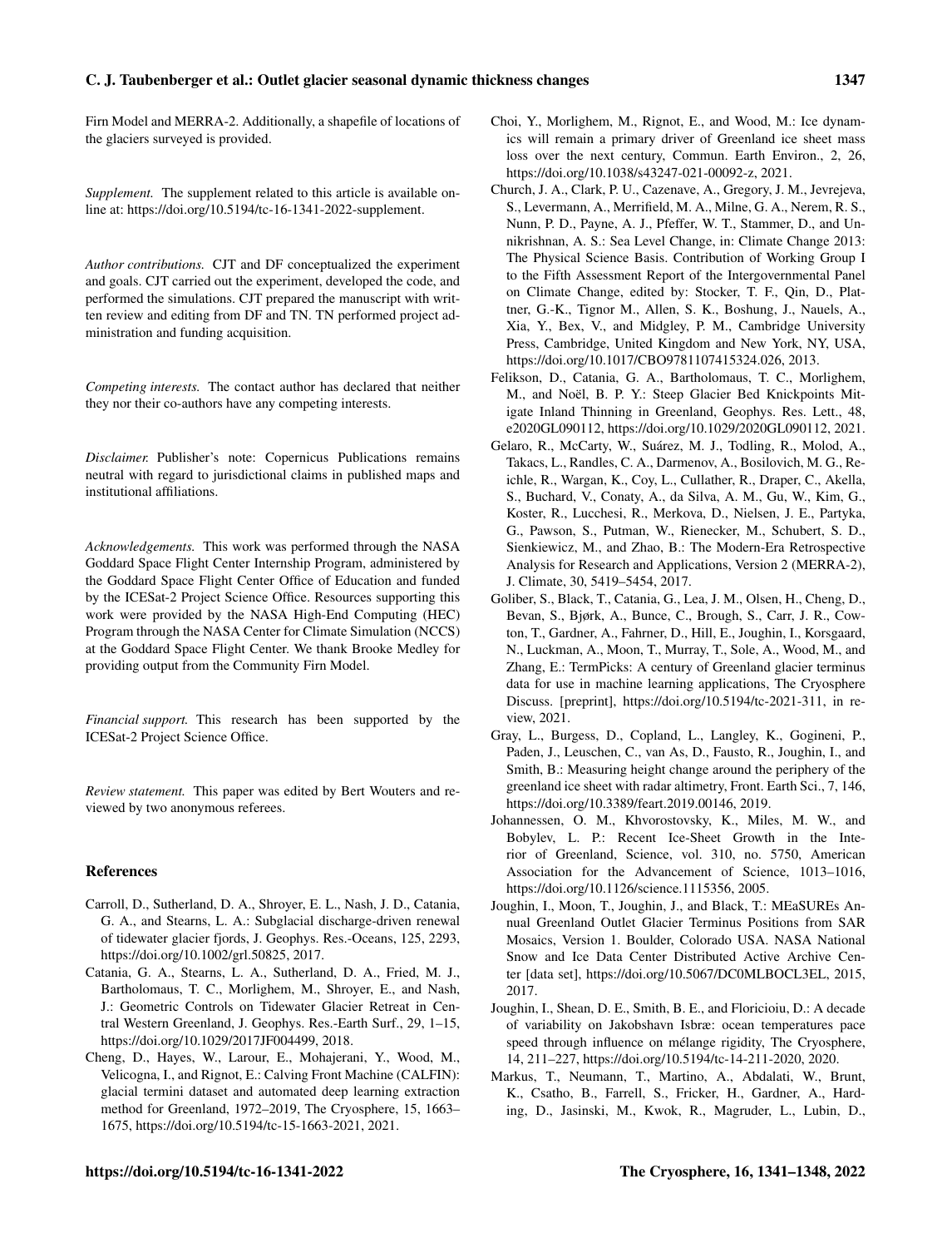Firn Model and MERRA-2. Additionally, a shapefile of locations of the glaciers surveyed is provided.

*Supplement.* The supplement related to this article is available online at: https://doi.org/10.5194/tc-16-1341-2022-supplement.

*Author contributions.* CJT and DF conceptualized the experiment and goals. CJT carried out the experiment, developed the code, and performed the simulations. CJT prepared the manuscript with written review and editing from DF and TN. TN performed project administration and funding acquisition.

*Competing interests.* The contact author has declared that neither they nor their co-authors have any competing interests.

*Disclaimer.* Publisher's note: Copernicus Publications remains neutral with regard to jurisdictional claims in published maps and institutional affiliations.

*Acknowledgements.* This work was performed through the NASA Goddard Space Flight Center Internship Program, administered by the Goddard Space Flight Center Office of Education and funded by the ICESat-2 Project Science Office. Resources supporting this work were provided by the NASA High-End Computing (HEC) Program through the NASA Center for Climate Simulation (NCCS) at the Goddard Space Flight Center. We thank Brooke Medley for providing output from the Community Firn Model.

*Financial support.* This research has been supported by the ICESat-2 Project Science Office.

*Review statement.* This paper was edited by Bert Wouters and reviewed by two anonymous referees.

## References

Carroll, D., Sutherland, D. A., Shroyer, E. L., Nash, J. D., Catania, G. A., and Stearns, L. A.: Subglacial discharge-driven renewal of tidewater glacier fjords, J. Geophys. Res.-Oceans, 125, 2293, https://doi.org/10.1002/grl.50825, 2017.

Catania, G. A., Stearns, L. A., Sutherland, D. A., Fried, M. J., Bartholomaus, T. C., Morlighem, M., Shroyer, E., and Nash, J.: Geometric Controls on Tidewater Glacier Retreat in Central Western Greenland, J. Geophys. Res.-Earth Surf., 29, 1–15, https://doi.org/10.1029/2017JF004499, 2018.

Cheng, D., Hayes, W., Larour, E., Mohajerani, Y., Wood, M., Velicogna, I., and Rignot, E.: Calving Front Machine (CALFIN): glacial termini dataset and automated deep learning extraction method for Greenland, 1972–2019, The Cryosphere, 15, 1663–1675, https://doi.org/10.5194/tc-15-1663-2021, 2021.

Choi, Y., Morlighem, M., Rignot, E., and Wood, M.: Ice dynamics will remain a primary driver of Greenland ice sheet mass loss over the next century, Commun. Earth Environ., 2, 26, https://doi.org/10.1038/s43247-021-00092-z, 2021.

Church, J. A., Clark, P. U., Cazenave, A., Gregory, J. M., Jevrejeva, S., Levermann, A., Merrifield, M. A., Milne, G. A., Nerem, R. S., Nunn, P. D., Payne, A. J., Pfeffer, W. T., Stammer, D., and Unnikrishnan, A. S.: Sea Level Change, in: Climate Change 2013: The Physical Science Basis. Contribution of Working Group I to the Fifth Assessment Report of the Intergovernmental Panel on Climate Change, edited by: Stocker, T. F., Qin, D., Plattner, G.-K., Tignor M., Allen, S. K., Boshung, J., Nauels, A., Xia, Y., Bex, V., and Midgley, P. M., Cambridge University Press, Cambridge, United Kingdom and New York, NY, USA, https://doi.org/10.1017/CBO9781107415324.026, 2013.

Felikson, D., Catania, G. A., Bartholomaus, T. C., Morlighem, M., and Noël, B. P. Y.: Steep Glacier Bed Knickpoints Mitigate Inland Thinning in Greenland, Geophys. Res. Lett., 48, e2020GL090112, https://doi.org/10.1029/2020GL090112, 2021.

Gelaro, R., McCarty, W., Suárez, M. J., Todling, R., Molod, A., Takacs, L., Randles, C. A., Darmenov, A., Bosilovich, M. G., Reichle, R., Wargan, K., Coy, L., Cullather, R., Draper, C., Akella, S., Buchard, V., Conaty, A., da Silva, A. M., Gu, W., Kim, G., Koster, R., Lucchesi, R., Merkova, D., Nielsen, J. E., Partyka, G., Pawson, S., Putman, W., Rienecker, M., Schubert, S. D., Sienkiewicz, M., and Zhao, B.: The Modern-Era Retrospective Analysis for Research and Applications, Version 2 (MERRA-2), J. Climate, 30, 5419–5454, 2017.

Goliber, S., Black, T., Catania, G., Lea, J. M., Olsen, H., Cheng, D., Bevan, S., Bjørk, A., Bunce, C., Brough, S., Carr, J. R., Cowton, T., Gardner, A., Fahrner, D., Hill, E., Joughin, I., Korsgaard, N., Luckman, A., Moon, T., Murray, T., Sole, A., Wood, M., and Zhang, E.: TermPicks: A century of Greenland glacier terminus data for use in machine learning applications, The Cryosphere Discuss. [preprint], https://doi.org/10.5194/tc-2021-311, in review, 2021.

Gray, L., Burgess, D., Copland, L., Langley, K., Gogineni, P., Paden, J., Leuschen, C., van As, D., Fausto, R., Joughin, I., and Smith, B.: Measuring height change around the periphery of the greenland ice sheet with radar altimetry, Front. Earth Sci., 7, 146, https://doi.org/10.3389/feart.2019.00146, 2019.

Johannessen, O. M., Khvorostovsky, K., Miles, M. W., and Bobylev, L. P.: Recent Ice-Sheet Growth in the Interior of Greenland, Science, vol. 310, no. 5750, American Association for the Advancement of Science, 1013–1016, https://doi.org/10.1126/science.1115356, 2005.

Joughin, I., Moon, T., Joughin, J., and Black, T.: MEaSUREs Annual Greenland Outlet Glacier Terminus Positions from SAR Mosaics, Version 1. Boulder, Colorado USA. NASA National Snow and Ice Data Center Distributed Active Archive Center [data set], https://doi.org/10.5067/DC0MLBOCL3EL, 2015, 2017.

Joughin, I., Shean, D. E., Smith, B. E., and Floricioiu, D.: A decade of variability on Jakobshavn Isbræ: ocean temperatures pace speed through influence on mélange rigidity, The Cryosphere, 14, 211–227, https://doi.org/10.5194/tc-14-211-2020, 2020.

Markus, T., Neumann, T., Martino, A., Abdalati, W., Brunt, K., Csatho, B., Farrell, S., Fricker, H., Gardner, A., Harding, D., Jasinski, M., Kwok, R., Magruder, L., Lubin, D.,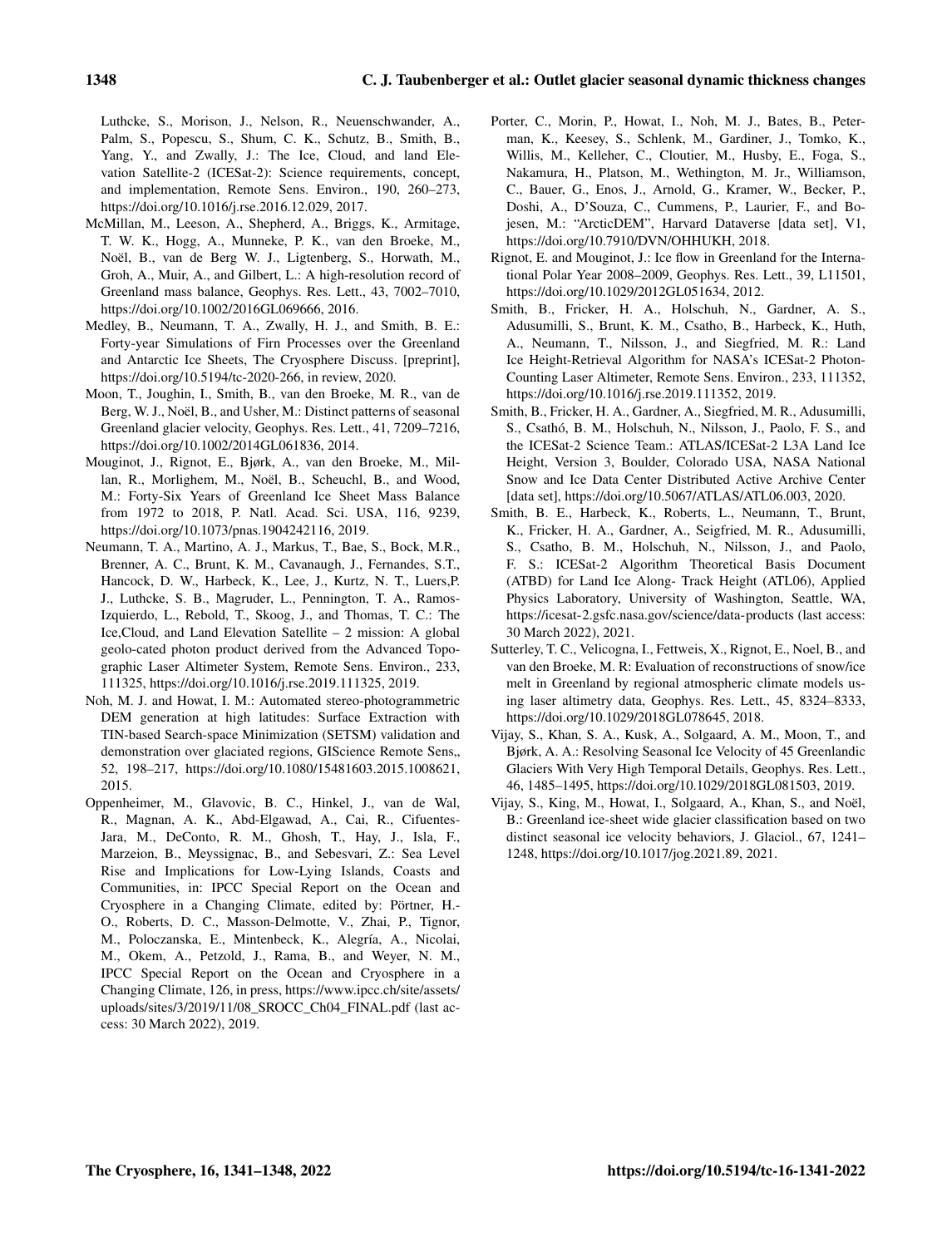Luthcke, S., Morison, J., Nelson, R., Neuenschwander, A., Palm, S., Popescu, S., Shum, C. K., Schutz, B., Smith, B., Yang, Y., and Zwally, J.: The Ice, Cloud, and land Elevation Satellite-2 (ICESat-2): Science requirements, concept, and implementation, Remote Sens. Environ., 190, 260–273, https://doi.org/10.1016/j.rse.2016.12.029, 2017.

McMillan, M., Leeson, A., Shepherd, A., Briggs, K., Armitage, T. W. K., Hogg, A., Munneke, P. K., van den Broeke, M., Noël, B., van de Berg W. J., Ligtenberg, S., Horwath, M., Groh, A., Muir, A., and Gilbert, L.: A high-resolution record of Greenland mass balance, Geophys. Res. Lett., 43, 7002–7010, https://doi.org/10.1002/2016GL069666, 2016.

Medley, B., Neumann, T. A., Zwally, H. J., and Smith, B. E.: Forty-year Simulations of Firn Processes over the Greenland and Antarctic Ice Sheets, The Cryosphere Discuss. [preprint], https://doi.org/10.5194/tc-2020-266, in review, 2020.

Moon, T., Joughin, I., Smith, B., van den Broeke, M. R., van de Berg, W. J., Noël, B., and Usher, M.: Distinct patterns of seasonal Greenland glacier velocity, Geophys. Res. Lett., 41, 7209–7216, https://doi.org/10.1002/2014GL061836, 2014.

Mouginot, J., Rignot, E., Bjørk, A., van den Broeke, M., Millan, R., Morlighem, M., Noël, B., Scheuchl, B., and Wood, M.: Forty-Six Years of Greenland Ice Sheet Mass Balance from 1972 to 2018, P. Natl. Acad. Sci. USA, 116, 9239, https://doi.org/10.1073/pnas.1904242116, 2019.

Neumann, T. A., Martino, A. J., Markus, T., Bae, S., Bock, M.R., Brenner, A. C., Brunt, K. M., Cavanaugh, J., Fernandes, S.T., Hancock, D. W., Harbeck, K., Lee, J., Kurtz, N. T., Luers,P. J., Luthcke, S. B., Magruder, L., Pennington, T. A., Ramos-Izquierdo, L., Rebold, T., Skoog, J., and Thomas, T. C.: The Ice,Cloud, and Land Elevation Satellite – 2 mission: A global geolo-cated photon product derived from the Advanced Topographic Laser Altimeter System, Remote Sens. Environ., 233, 111325, https://doi.org/10.1016/j.rse.2019.111325, 2019.

Noh, M. J. and Howat, I. M.: Automated stereo-photogrammetric DEM generation at high latitudes: Surface Extraction with TIN-based Search-space Minimization (SETSM) validation and demonstration over glaciated regions, GIScience Remote Sens,, 52, 198–217, https://doi.org/10.1080/15481603.2015.1008621, 2015.

Oppenheimer, M., Glavovic, B. C., Hinkel, J., van de Wal, R., Magnan, A. K., Abd-Elgawad, A., Cai, R., Cifuentes-Jara, M., DeConto, R. M., Ghosh, T., Hay, J., Isla, F., Marzeion, B., Meyssignac, B., and Sebesvari, Z.: Sea Level Rise and Implications for Low-Lying Islands, Coasts and Communities, in: IPCC Special Report on the Ocean and Cryosphere in a Changing Climate, edited by: Pörtner, H.-O., Roberts, D. C., Masson-Delmotte, V., Zhai, P., Tignor, M., Poloczanska, E., Mintenbeck, K., Alegría, A., Nicolai, M., Okem, A., Petzold, J., Rama, B., and Weyer, N. M., IPCC Special Report on the Ocean and Cryosphere in a Changing Climate, 126, in press, https://www.ipcc.ch/site/assets/uploads/sites/3/2019/11/08_SROCC_Ch04_FINAL.pdf (last access: 30 March 2022), 2019.

Porter, C., Morin, P., Howat, I., Noh, M. J., Bates, B., Peterman, K., Keesey, S., Schlenk, M., Gardiner, J., Tomko, K., Willis, M., Kelleher, C., Cloutier, M., Husby, E., Foga, S., Nakamura, H., Platson, M., Wethington, M. Jr., Williamson, C., Bauer, G., Enos, J., Arnold, G., Kramer, W., Becker, P., Doshi, A., D'Souza, C., Cummens, P., Laurier, F., and Bojesen, M.: "ArcticDEM", Harvard Dataverse [data set], V1, https://doi.org/10.7910/DVN/OHHUKH, 2018.

Rignot, E. and Mouginot, J.: Ice flow in Greenland for the International Polar Year 2008–2009, Geophys. Res. Lett., 39, L11501, https://doi.org/10.1029/2012GL051634, 2012.

Smith, B., Fricker, H. A., Holschuh, N., Gardner, A. S., Adusumilli, S., Brunt, K. M., Csatho, B., Harbeck, K., Huth, A., Neumann, T., Nilsson, J., and Siegfried, M. R.: Land Ice Height-Retrieval Algorithm for NASA's ICESat-2 Photon-Counting Laser Altimeter, Remote Sens. Environ., 233, 111352, https://doi.org/10.1016/j.rse.2019.111352, 2019.

Smith, B., Fricker, H. A., Gardner, A., Siegfried, M. R., Adusumilli, S., Csathó, B. M., Holschuh, N., Nilsson, J., Paolo, F. S., and the ICESat-2 Science Team.: ATLAS/ICESat-2 L3A Land Ice Height, Version 3, Boulder, Colorado USA, NASA National Snow and Ice Data Center Distributed Active Archive Center [data set], https://doi.org/10.5067/ATLAS/ATL06.003, 2020.

Smith, B. E., Harbeck, K., Roberts, L., Neumann, T., Brunt, K., Fricker, H. A., Gardner, A., Seigfried, M. R., Adusumilli, S., Csatho, B. M., Holschuh, N., Nilsson, J., and Paolo, F. S.: ICESat-2 Algorithm Theoretical Basis Document (ATBD) for Land Ice Along- Track Height (ATL06), Applied Physics Laboratory, University of Washington, Seattle, WA, https://icesat-2.gsfc.nasa.gov/science/data-products (last access: 30 March 2022), 2021.

Sutterley, T. C., Velicogna, I., Fettweis, X., Rignot, E., Noel, B., and van den Broeke, M. R: Evaluation of reconstructions of snow/ice melt in Greenland by regional atmospheric climate models using laser altimetry data, Geophys. Res. Lett., 45, 8324–8333, https://doi.org/10.1029/2018GL078645, 2018.

Vijay, S., Khan, S. A., Kusk, A., Solgaard, A. M., Moon, T., and Bjørk, A. A.: Resolving Seasonal Ice Velocity of 45 Greenlandic Glaciers With Very High Temporal Details, Geophys. Res. Lett., 46, 1485–1495, https://doi.org/10.1029/2018GL081503, 2019.

Vijay, S., King, M., Howat, I., Solgaard, A., Khan, S., and Noël, B.: Greenland ice-sheet wide glacier classification based on two distinct seasonal ice velocity behaviors, J. Glaciol., 67, 1241–1248, https://doi.org/10.1017/jog.2021.89, 2021.